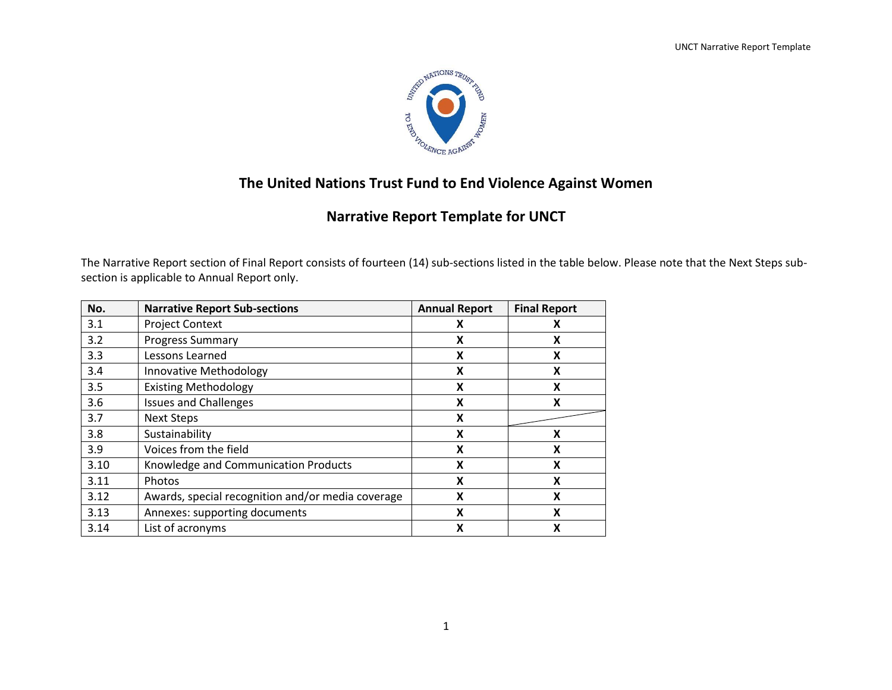# The United Nations Trust Fund to End Violence Against Women

## Narrative Report Template for UNCT

The Narrative Report section of Final Report consists of fourteen (14) sub-sections listed in the table below. Please note that the Next Steps sub-section is applicable to Annual Report only.

| No. | Narrative Report Sub-sections | Annual Report | Final Report |
|---|---|---|---|
| 3.1 | Project Context | X | X |
| 3.2 | Progress Summary | X | X |
| 3.3 | Lessons Learned | X | X |
| 3.4 | Innovative Methodology | X | X |
| 3.5 | Existing Methodology | X | X |
| 3.6 | Issues and Challenges | X | X |
| 3.7 | Next Steps | X | |
| 3.8 | Sustainability | X | X |
| 3.9 | Voices from the field | X | X |
| 3.10 | Knowledge and Communication Products | X | X |
| 3.11 | Photos | X | X |
| 3.12 | Awards, special recognition and/or media coverage | X | X |
| 3.13 | Annexes: supporting documents | X | X |
| 3.14 | List of acronyms | X | X |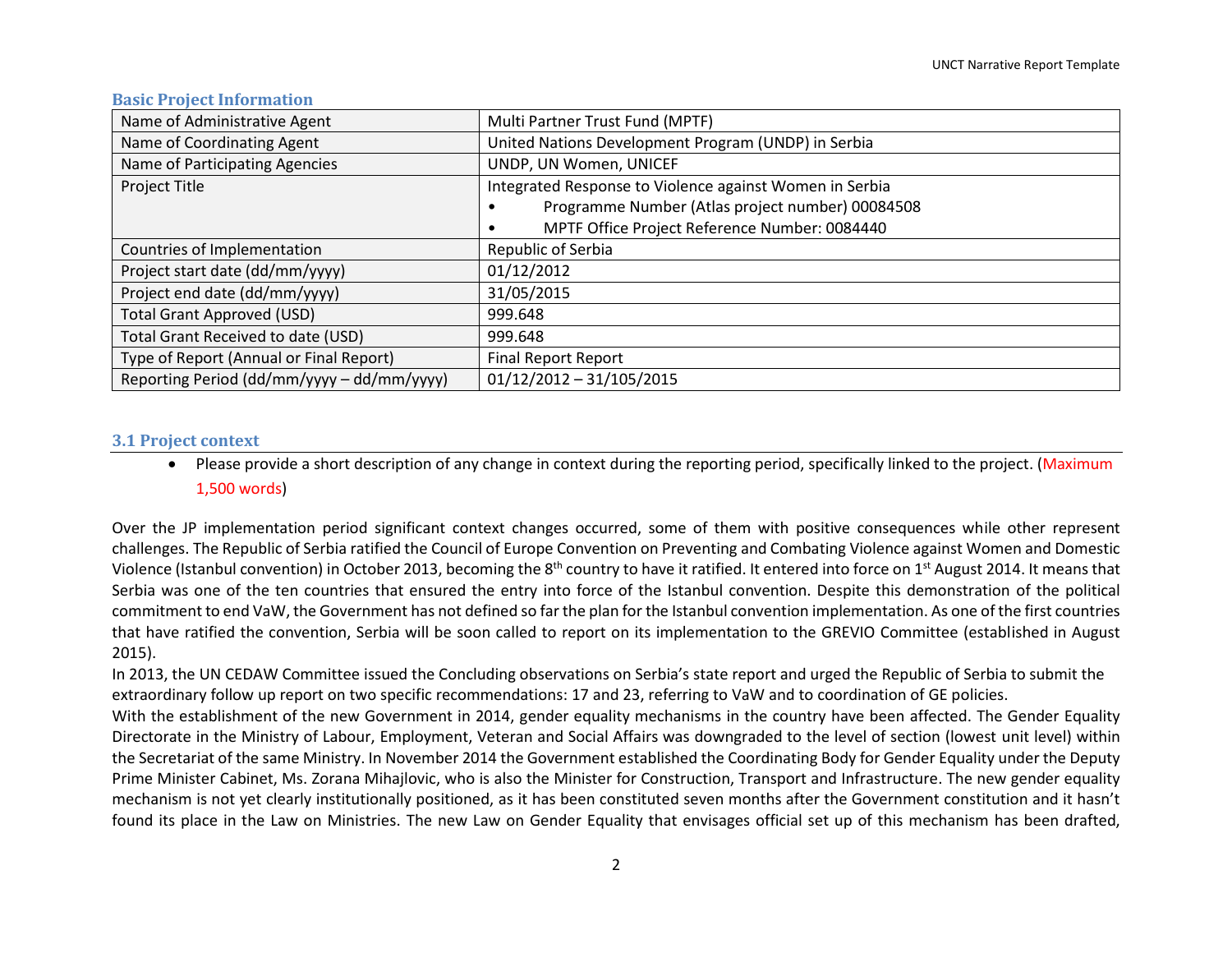## Basic Project Information

| Name of Administrative Agent | Multi Partner Trust Fund (MPTF) |
|---|---|
| Name of Coordinating Agent | United Nations Development Program (UNDP) in Serbia |
| Name of Participating Agencies | UNDP, UN Women, UNICEF |
| Project Title | Integrated Response to Violence against Women in Serbia<br>• Programme Number (Atlas project number) 00084508<br>• MPTF Office Project Reference Number: 0084440 |
| Countries of Implementation | Republic of Serbia |
| Project start date (dd/mm/yyyy) | 01/12/2012 |
| Project end date (dd/mm/yyyy) | 31/05/2015 |
| Total Grant Approved (USD) | 999.648 |
| Total Grant Received to date (USD) | 999.648 |
| Type of Report (Annual or Final Report) | Final Report Report |
| Reporting Period (dd/mm/yyyy – dd/mm/yyyy) | 01/12/2012 – 31/105/2015 |

## 3.1 Project context

- Please provide a short description of any change in context during the reporting period, specifically linked to the project. (Maximum 1,500 words)

Over the JP implementation period significant context changes occurred, some of them with positive consequences while other represent challenges. The Republic of Serbia ratified the Council of Europe Convention on Preventing and Combating Violence against Women and Domestic Violence (Istanbul convention) in October 2013, becoming the 8th country to have it ratified. It entered into force on 1st August 2014. It means that Serbia was one of the ten countries that ensured the entry into force of the Istanbul convention. Despite this demonstration of the political commitment to end VaW, the Government has not defined so far the plan for the Istanbul convention implementation. As one of the first countries that have ratified the convention, Serbia will be soon called to report on its implementation to the GREVIO Committee (established in August 2015).

In 2013, the UN CEDAW Committee issued the Concluding observations on Serbia's state report and urged the Republic of Serbia to submit the extraordinary follow up report on two specific recommendations: 17 and 23, referring to VaW and to coordination of GE policies.

With the establishment of the new Government in 2014, gender equality mechanisms in the country have been affected. The Gender Equality Directorate in the Ministry of Labour, Employment, Veteran and Social Affairs was downgraded to the level of section (lowest unit level) within the Secretariat of the same Ministry. In November 2014 the Government established the Coordinating Body for Gender Equality under the Deputy Prime Minister Cabinet, Ms. Zorana Mihajlovic, who is also the Minister for Construction, Transport and Infrastructure. The new gender equality mechanism is not yet clearly institutionally positioned, as it has been constituted seven months after the Government constitution and it hasn't found its place in the Law on Ministries. The new Law on Gender Equality that envisages official set up of this mechanism has been drafted,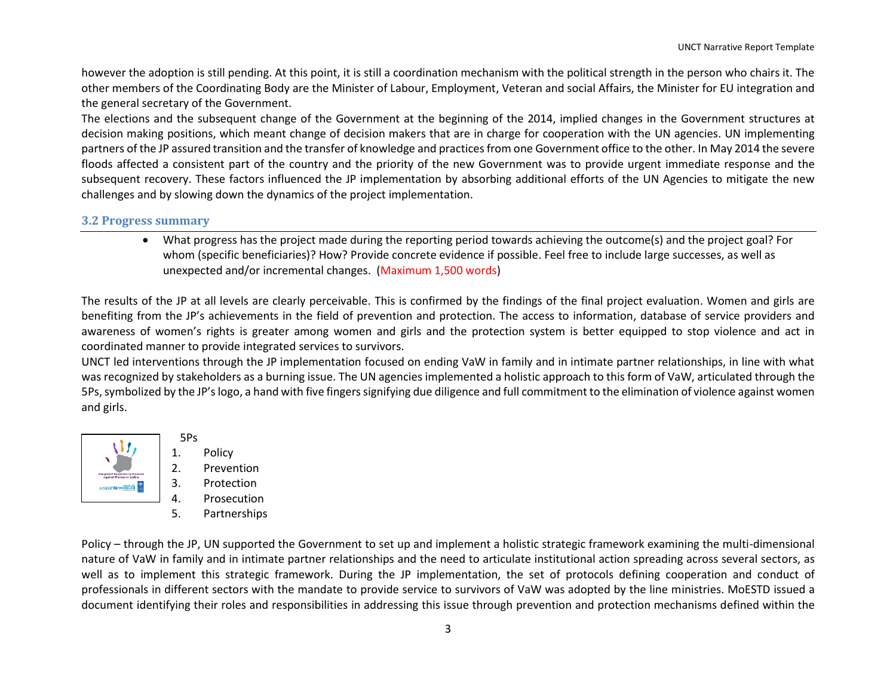however the adoption is still pending. At this point, it is still a coordination mechanism with the political strength in the person who chairs it. The other members of the Coordinating Body are the Minister of Labour, Employment, Veteran and social Affairs, the Minister for EU integration and the general secretary of the Government.

The elections and the subsequent change of the Government at the beginning of the 2014, implied changes in the Government structures at decision making positions, which meant change of decision makers that are in charge for cooperation with the UN agencies. UN implementing partners of the JP assured transition and the transfer of knowledge and practices from one Government office to the other. In May 2014 the severe floods affected a consistent part of the country and the priority of the new Government was to provide urgent immediate response and the subsequent recovery. These factors influenced the JP implementation by absorbing additional efforts of the UN Agencies to mitigate the new challenges and by slowing down the dynamics of the project implementation.

### 3.2 Progress summary

- What progress has the project made during the reporting period towards achieving the outcome(s) and the project goal? For whom (specific beneficiaries)? How? Provide concrete evidence if possible. Feel free to include large successes, as well as unexpected and/or incremental changes. (Maximum 1,500 words)

The results of the JP at all levels are clearly perceivable. This is confirmed by the findings of the final project evaluation. Women and girls are benefiting from the JP's achievements in the field of prevention and protection. The access to information, database of service providers and awareness of women's rights is greater among women and girls and the protection system is better equipped to stop violence and act in coordinated manner to provide integrated services to survivors.

UNCT led interventions through the JP implementation focused on ending VaW in family and in intimate partner relationships, in line with what was recognized by stakeholders as a burning issue. The UN agencies implemented a holistic approach to this form of VaW, articulated through the 5Ps, symbolized by the JP's logo, a hand with five fingers signifying due diligence and full commitment to the elimination of violence against women and girls.

5Ps

1. Policy
2. Prevention
3. Protection
4. Prosecution
5. Partnerships

Policy – through the JP, UN supported the Government to set up and implement a holistic strategic framework examining the multi-dimensional nature of VaW in family and in intimate partner relationships and the need to articulate institutional action spreading across several sectors, as well as to implement this strategic framework. During the JP implementation, the set of protocols defining cooperation and conduct of professionals in different sectors with the mandate to provide service to survivors of VaW was adopted by the line ministries. MoESTD issued a document identifying their roles and responsibilities in addressing this issue through prevention and protection mechanisms defined within the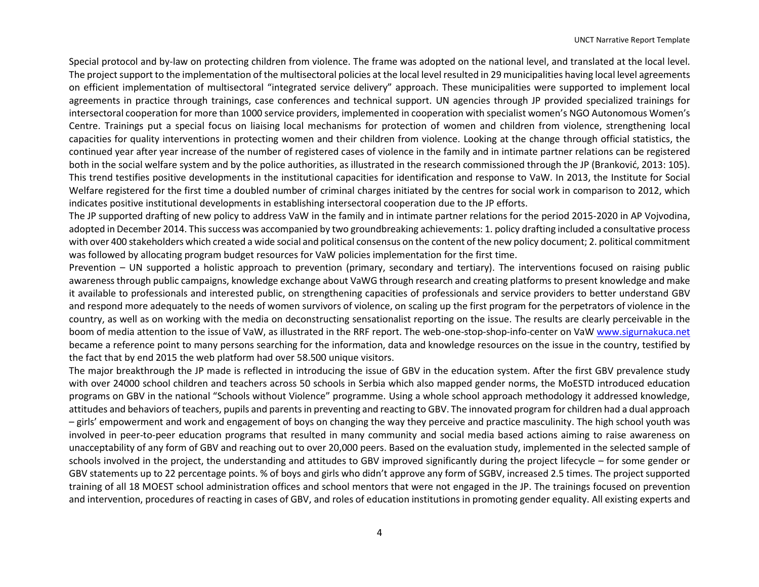Special protocol and by-law on protecting children from violence. The frame was adopted on the national level, and translated at the local level. The project support to the implementation of the multisectoral policies at the local level resulted in 29 municipalities having local level agreements on efficient implementation of multisectoral "integrated service delivery" approach. These municipalities were supported to implement local agreements in practice through trainings, case conferences and technical support. UN agencies through JP provided specialized trainings for intersectoral cooperation for more than 1000 service providers, implemented in cooperation with specialist women's NGO Autonomous Women's Centre. Trainings put a special focus on liaising local mechanisms for protection of women and children from violence, strengthening local capacities for quality interventions in protecting women and their children from violence. Looking at the change through official statistics, the continued year after year increase of the number of registered cases of violence in the family and in intimate partner relations can be registered both in the social welfare system and by the police authorities, as illustrated in the research commissioned through the JP (Branković, 2013: 105). This trend testifies positive developments in the institutional capacities for identification and response to VaW. In 2013, the Institute for Social Welfare registered for the first time a doubled number of criminal charges initiated by the centres for social work in comparison to 2012, which indicates positive institutional developments in establishing intersectoral cooperation due to the JP efforts.

The JP supported drafting of new policy to address VaW in the family and in intimate partner relations for the period 2015-2020 in AP Vojvodina, adopted in December 2014. This success was accompanied by two groundbreaking achievements: 1. policy drafting included a consultative process with over 400 stakeholders which created a wide social and political consensus on the content of the new policy document; 2. political commitment was followed by allocating program budget resources for VaW policies implementation for the first time.

Prevention – UN supported a holistic approach to prevention (primary, secondary and tertiary). The interventions focused on raising public awareness through public campaigns, knowledge exchange about VaWG through research and creating platforms to present knowledge and make it available to professionals and interested public, on strengthening capacities of professionals and service providers to better understand GBV and respond more adequately to the needs of women survivors of violence, on scaling up the first program for the perpetrators of violence in the country, as well as on working with the media on deconstructing sensationalist reporting on the issue. The results are clearly perceivable in the boom of media attention to the issue of VaW, as illustrated in the RRF report. The web-one-stop-shop-info-center on VaW [www.sigurnakuca.net](http://www.sigurnakuca.net) became a reference point to many persons searching for the information, data and knowledge resources on the issue in the country, testified by the fact that by end 2015 the web platform had over 58.500 unique visitors.

The major breakthrough the JP made is reflected in introducing the issue of GBV in the education system. After the first GBV prevalence study with over 24000 school children and teachers across 50 schools in Serbia which also mapped gender norms, the MoESTD introduced education programs on GBV in the national "Schools without Violence" programme. Using a whole school approach methodology it addressed knowledge, attitudes and behaviors of teachers, pupils and parents in preventing and reacting to GBV. The innovated program for children had a dual approach – girls' empowerment and work and engagement of boys on changing the way they perceive and practice masculinity. The high school youth was involved in peer-to-peer education programs that resulted in many community and social media based actions aiming to raise awareness on unacceptability of any form of GBV and reaching out to over 20,000 peers. Based on the evaluation study, implemented in the selected sample of schools involved in the project, the understanding and attitudes to GBV improved significantly during the project lifecycle – for some gender or GBV statements up to 22 percentage points. % of boys and girls who didn't approve any form of SGBV, increased 2.5 times. The project supported training of all 18 MOEST school administration offices and school mentors that were not engaged in the JP. The trainings focused on prevention and intervention, procedures of reacting in cases of GBV, and roles of education institutions in promoting gender equality. All existing experts and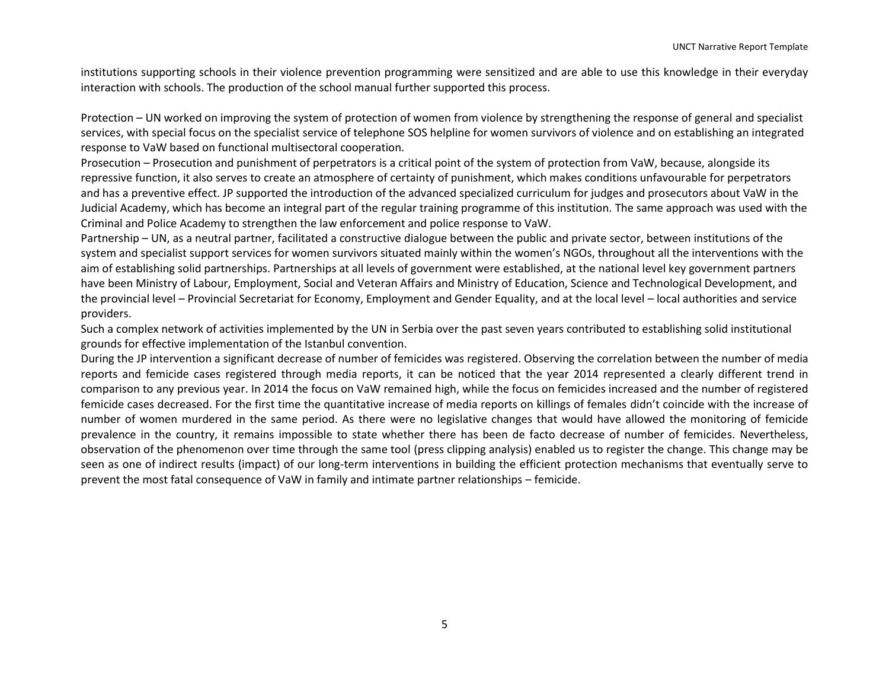institutions supporting schools in their violence prevention programming were sensitized and are able to use this knowledge in their everyday interaction with schools. The production of the school manual further supported this process.

Protection – UN worked on improving the system of protection of women from violence by strengthening the response of general and specialist services, with special focus on the specialist service of telephone SOS helpline for women survivors of violence and on establishing an integrated response to VaW based on functional multisectoral cooperation.

Prosecution – Prosecution and punishment of perpetrators is a critical point of the system of protection from VaW, because, alongside its repressive function, it also serves to create an atmosphere of certainty of punishment, which makes conditions unfavourable for perpetrators and has a preventive effect. JP supported the introduction of the advanced specialized curriculum for judges and prosecutors about VaW in the Judicial Academy, which has become an integral part of the regular training programme of this institution. The same approach was used with the Criminal and Police Academy to strengthen the law enforcement and police response to VaW.

Partnership – UN, as a neutral partner, facilitated a constructive dialogue between the public and private sector, between institutions of the system and specialist support services for women survivors situated mainly within the women's NGOs, throughout all the interventions with the aim of establishing solid partnerships. Partnerships at all levels of government were established, at the national level key government partners have been Ministry of Labour, Employment, Social and Veteran Affairs and Ministry of Education, Science and Technological Development, and the provincial level – Provincial Secretariat for Economy, Employment and Gender Equality, and at the local level – local authorities and service providers.

Such a complex network of activities implemented by the UN in Serbia over the past seven years contributed to establishing solid institutional grounds for effective implementation of the Istanbul convention.

During the JP intervention a significant decrease of number of femicides was registered. Observing the correlation between the number of media reports and femicide cases registered through media reports, it can be noticed that the year 2014 represented a clearly different trend in comparison to any previous year. In 2014 the focus on VaW remained high, while the focus on femicides increased and the number of registered femicide cases decreased. For the first time the quantitative increase of media reports on killings of females didn't coincide with the increase of number of women murdered in the same period. As there were no legislative changes that would have allowed the monitoring of femicide prevalence in the country, it remains impossible to state whether there has been de facto decrease of number of femicides. Nevertheless, observation of the phenomenon over time through the same tool (press clipping analysis) enabled us to register the change. This change may be seen as one of indirect results (impact) of our long-term interventions in building the efficient protection mechanisms that eventually serve to prevent the most fatal consequence of VaW in family and intimate partner relationships – femicide.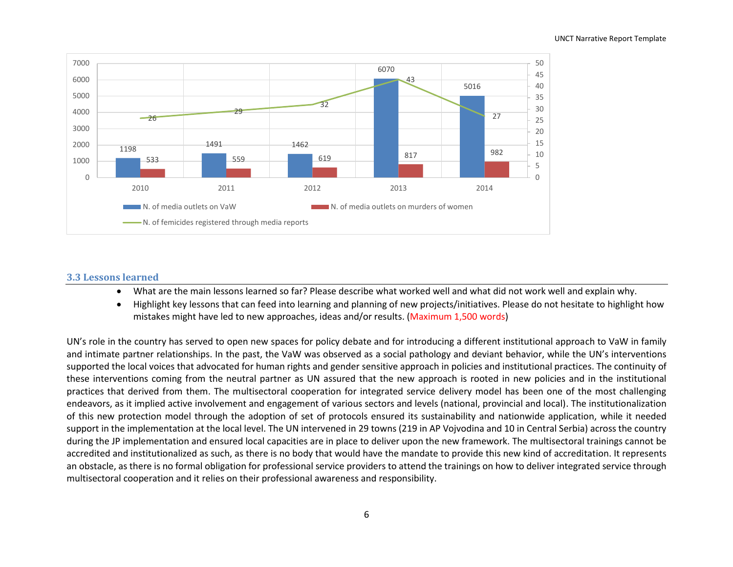| | 2010 | 2011 | 2012 | 2013 | 2014 |
|---|---|---|---|---|---|
| N. of media outlets on VaW | 1198 | 1491 | 1462 | 6070 | 5016 |
| N. of media outlets on murders of women | 533 | 559 | 619 | 817 | 982 |
| N. of femicides registered through media reports | 26 | 29 | 32 | 43 | 27 |

### 3.3 Lessons learned

- What are the main lessons learned so far? Please describe what worked well and what did not work well and explain why.
- Highlight key lessons that can feed into learning and planning of new projects/initiatives. Please do not hesitate to highlight how mistakes might have led to new approaches, ideas and/or results. (Maximum 1,500 words)

UN's role in the country has served to open new spaces for policy debate and for introducing a different institutional approach to VaW in family and intimate partner relationships. In the past, the VaW was observed as a social pathology and deviant behavior, while the UN's interventions supported the local voices that advocated for human rights and gender sensitive approach in policies and institutional practices. The continuity of these interventions coming from the neutral partner as UN assured that the new approach is rooted in new policies and in the institutional practices that derived from them. The multisectoral cooperation for integrated service delivery model has been one of the most challenging endeavors, as it implied active involvement and engagement of various sectors and levels (national, provincial and local). The institutionalization of this new protection model through the adoption of set of protocols ensured its sustainability and nationwide application, while it needed support in the implementation at the local level. The UN intervened in 29 towns (219 in AP Vojvodina and 10 in Central Serbia) across the country during the JP implementation and ensured local capacities are in place to deliver upon the new framework. The multisectoral trainings cannot be accredited and institutionalized as such, as there is no body that would have the mandate to provide this new kind of accreditation. It represents an obstacle, as there is no formal obligation for professional service providers to attend the trainings on how to deliver integrated service through multisectoral cooperation and it relies on their professional awareness and responsibility.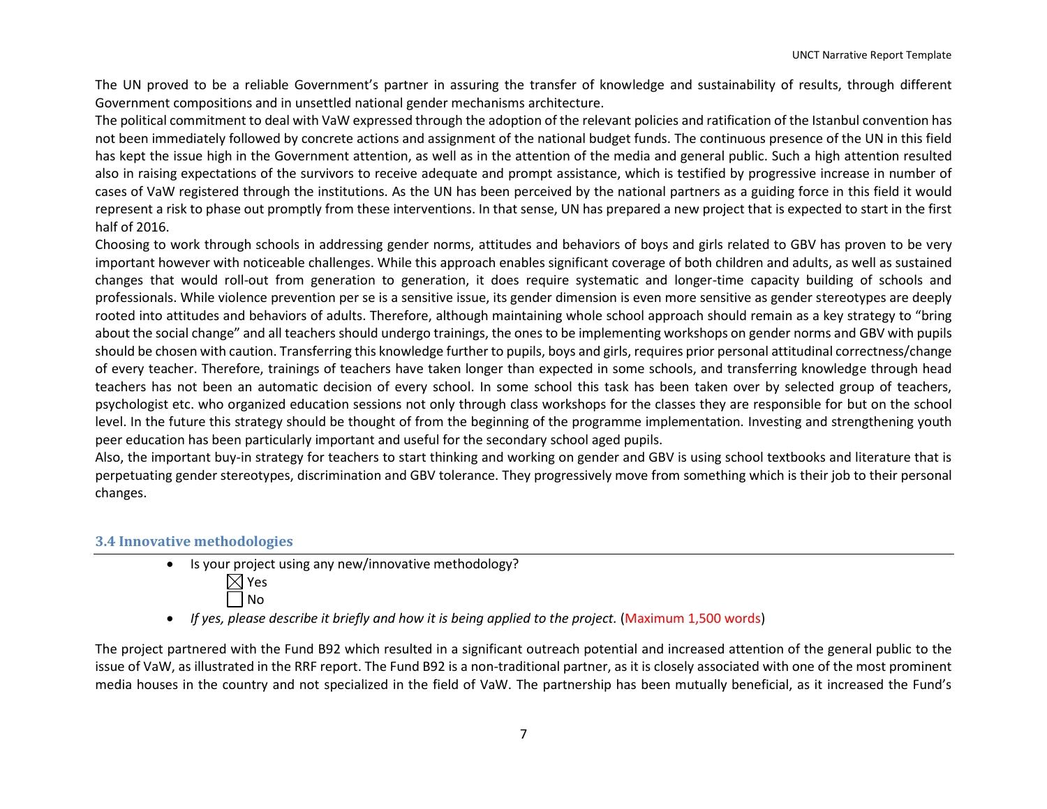The UN proved to be a reliable Government's partner in assuring the transfer of knowledge and sustainability of results, through different Government compositions and in unsettled national gender mechanisms architecture.

The political commitment to deal with VaW expressed through the adoption of the relevant policies and ratification of the Istanbul convention has not been immediately followed by concrete actions and assignment of the national budget funds. The continuous presence of the UN in this field has kept the issue high in the Government attention, as well as in the attention of the media and general public. Such a high attention resulted also in raising expectations of the survivors to receive adequate and prompt assistance, which is testified by progressive increase in number of cases of VaW registered through the institutions. As the UN has been perceived by the national partners as a guiding force in this field it would represent a risk to phase out promptly from these interventions. In that sense, UN has prepared a new project that is expected to start in the first half of 2016.

Choosing to work through schools in addressing gender norms, attitudes and behaviors of boys and girls related to GBV has proven to be very important however with noticeable challenges. While this approach enables significant coverage of both children and adults, as well as sustained changes that would roll-out from generation to generation, it does require systematic and longer-time capacity building of schools and professionals. While violence prevention per se is a sensitive issue, its gender dimension is even more sensitive as gender stereotypes are deeply rooted into attitudes and behaviors of adults. Therefore, although maintaining whole school approach should remain as a key strategy to "bring about the social change" and all teachers should undergo trainings, the ones to be implementing workshops on gender norms and GBV with pupils should be chosen with caution. Transferring this knowledge further to pupils, boys and girls, requires prior personal attitudinal correctness/change of every teacher. Therefore, trainings of teachers have taken longer than expected in some schools, and transferring knowledge through head teachers has not been an automatic decision of every school. In some school this task has been taken over by selected group of teachers, psychologist etc. who organized education sessions not only through class workshops for the classes they are responsible for but on the school level. In the future this strategy should be thought of from the beginning of the programme implementation. Investing and strengthening youth peer education has been particularly important and useful for the secondary school aged pupils.

Also, the important buy-in strategy for teachers to start thinking and working on gender and GBV is using school textbooks and literature that is perpetuating gender stereotypes, discrimination and GBV tolerance. They progressively move from something which is their job to their personal changes.

### 3.4 Innovative methodologies

- Is your project using any new/innovative methodology?
  - ☒ Yes
  - ☐ No
- *If yes, please describe it briefly and how it is being applied to the project.* (Maximum 1,500 words)

The project partnered with the Fund B92 which resulted in a significant outreach potential and increased attention of the general public to the issue of VaW, as illustrated in the RRF report. The Fund B92 is a non-traditional partner, as it is closely associated with one of the most prominent media houses in the country and not specialized in the field of VaW. The partnership has been mutually beneficial, as it increased the Fund's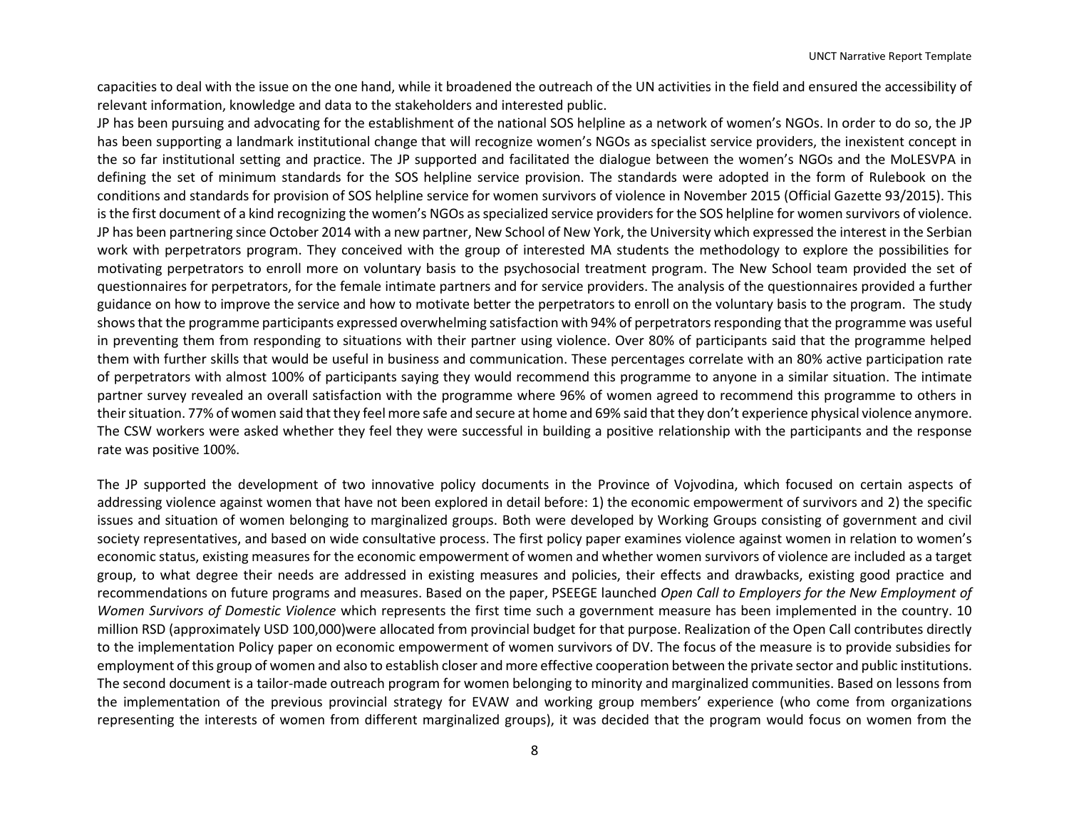capacities to deal with the issue on the one hand, while it broadened the outreach of the UN activities in the field and ensured the accessibility of relevant information, knowledge and data to the stakeholders and interested public.

JP has been pursuing and advocating for the establishment of the national SOS helpline as a network of women's NGOs. In order to do so, the JP has been supporting a landmark institutional change that will recognize women's NGOs as specialist service providers, the inexistent concept in the so far institutional setting and practice. The JP supported and facilitated the dialogue between the women's NGOs and the MoLESVPA in defining the set of minimum standards for the SOS helpline service provision. The standards were adopted in the form of Rulebook on the conditions and standards for provision of SOS helpline service for women survivors of violence in November 2015 (Official Gazette 93/2015). This is the first document of a kind recognizing the women's NGOs as specialized service providers for the SOS helpline for women survivors of violence.

JP has been partnering since October 2014 with a new partner, New School of New York, the University which expressed the interest in the Serbian work with perpetrators program. They conceived with the group of interested MA students the methodology to explore the possibilities for motivating perpetrators to enroll more on voluntary basis to the psychosocial treatment program. The New School team provided the set of questionnaires for perpetrators, for the female intimate partners and for service providers. The analysis of the questionnaires provided a further guidance on how to improve the service and how to motivate better the perpetrators to enroll on the voluntary basis to the program. The study shows that the programme participants expressed overwhelming satisfaction with 94% of perpetrators responding that the programme was useful in preventing them from responding to situations with their partner using violence. Over 80% of participants said that the programme helped them with further skills that would be useful in business and communication. These percentages correlate with an 80% active participation rate of perpetrators with almost 100% of participants saying they would recommend this programme to anyone in a similar situation. The intimate partner survey revealed an overall satisfaction with the programme where 96% of women agreed to recommend this programme to others in their situation. 77% of women said that they feel more safe and secure at home and 69% said that they don't experience physical violence anymore. The CSW workers were asked whether they feel they were successful in building a positive relationship with the participants and the response rate was positive 100%.

The JP supported the development of two innovative policy documents in the Province of Vojvodina, which focused on certain aspects of addressing violence against women that have not been explored in detail before: 1) the economic empowerment of survivors and 2) the specific issues and situation of women belonging to marginalized groups. Both were developed by Working Groups consisting of government and civil society representatives, and based on wide consultative process. The first policy paper examines violence against women in relation to women's economic status, existing measures for the economic empowerment of women and whether women survivors of violence are included as a target group, to what degree their needs are addressed in existing measures and policies, their effects and drawbacks, existing good practice and recommendations on future programs and measures. Based on the paper, PSEEGE launched *Open Call to Employers for the New Employment of Women Survivors of Domestic Violence* which represents the first time such a government measure has been implemented in the country. 10 million RSD (approximately USD 100,000)were allocated from provincial budget for that purpose. Realization of the Open Call contributes directly to the implementation Policy paper on economic empowerment of women survivors of DV. The focus of the measure is to provide subsidies for employment of this group of women and also to establish closer and more effective cooperation between the private sector and public institutions. The second document is a tailor-made outreach program for women belonging to minority and marginalized communities. Based on lessons from the implementation of the previous provincial strategy for EVAW and working group members' experience (who come from organizations representing the interests of women from different marginalized groups), it was decided that the program would focus on women from the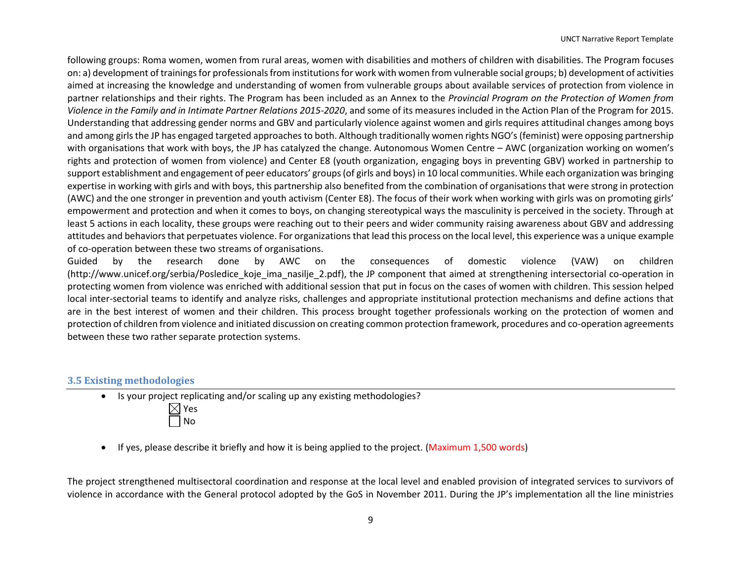following groups: Roma women, women from rural areas, women with disabilities and mothers of children with disabilities. The Program focuses on: a) development of trainings for professionals from institutions for work with women from vulnerable social groups; b) development of activities aimed at increasing the knowledge and understanding of women from vulnerable groups about available services of protection from violence in partner relationships and their rights. The Program has been included as an Annex to the *Provincial Program on the Protection of Women from Violence in the Family and in Intimate Partner Relations 2015-2020*, and some of its measures included in the Action Plan of the Program for 2015. Understanding that addressing gender norms and GBV and particularly violence against women and girls requires attitudinal changes among boys and among girls the JP has engaged targeted approaches to both. Although traditionally women rights NGO's (feminist) were opposing partnership with organisations that work with boys, the JP has catalyzed the change. Autonomous Women Centre – AWC (organization working on women's rights and protection of women from violence) and Center E8 (youth organization, engaging boys in preventing GBV) worked in partnership to support establishment and engagement of peer educators' groups (of girls and boys) in 10 local communities. While each organization was bringing expertise in working with girls and with boys, this partnership also benefited from the combination of organisations that were strong in protection (AWC) and the one stronger in prevention and youth activism (Center E8). The focus of their work when working with girls was on promoting girls' empowerment and protection and when it comes to boys, on changing stereotypical ways the masculinity is perceived in the society. Through at least 5 actions in each locality, these groups were reaching out to their peers and wider community raising awareness about GBV and addressing attitudes and behaviors that perpetuates violence. For organizations that lead this process on the local level, this experience was a unique example of co-operation between these two streams of organisations.

Guided by the research done by AWC on the consequences of domestic violence (VAW) on children (http://www.unicef.org/serbia/Posledice_koje_ima_nasilje_2.pdf), the JP component that aimed at strengthening intersectorial co-operation in protecting women from violence was enriched with additional session that put in focus on the cases of women with children. This session helped local inter-sectorial teams to identify and analyze risks, challenges and appropriate institutional protection mechanisms and define actions that are in the best interest of women and their children. This process brought together professionals working on the protection of women and protection of children from violence and initiated discussion on creating common protection framework, procedures and co-operation agreements between these two rather separate protection systems.

### 3.5 Existing methodologies

- Is your project replicating and/or scaling up any existing methodologies?
  - ☒ Yes
  - ☐ No

- If yes, please describe it briefly and how it is being applied to the project. (Maximum 1,500 words)

The project strengthened multisectoral coordination and response at the local level and enabled provision of integrated services to survivors of violence in accordance with the General protocol adopted by the GoS in November 2011. During the JP's implementation all the line ministries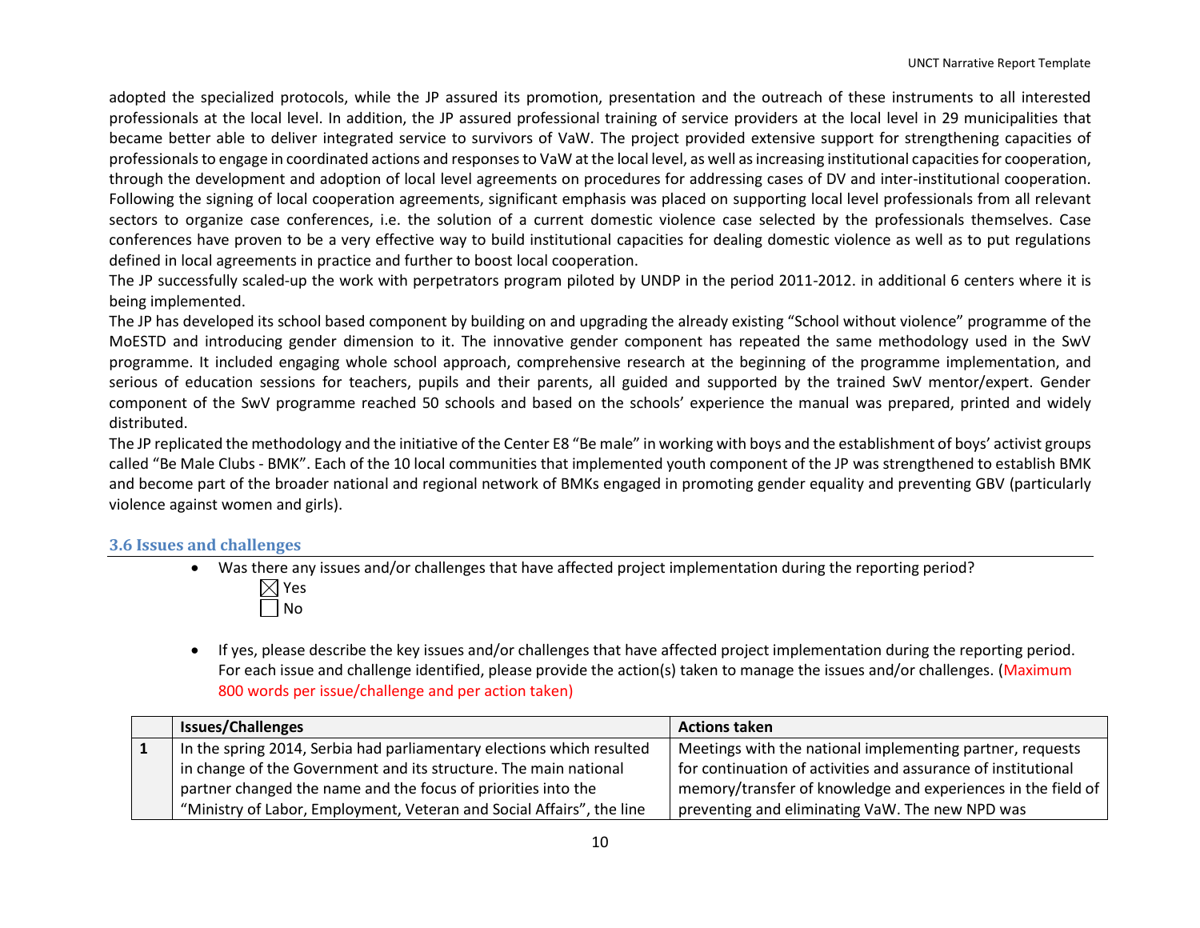adopted the specialized protocols, while the JP assured its promotion, presentation and the outreach of these instruments to all interested professionals at the local level. In addition, the JP assured professional training of service providers at the local level in 29 municipalities that became better able to deliver integrated service to survivors of VaW. The project provided extensive support for strengthening capacities of professionals to engage in coordinated actions and responses to VaW at the local level, as well as increasing institutional capacities for cooperation, through the development and adoption of local level agreements on procedures for addressing cases of DV and inter-institutional cooperation. Following the signing of local cooperation agreements, significant emphasis was placed on supporting local level professionals from all relevant sectors to organize case conferences, i.e. the solution of a current domestic violence case selected by the professionals themselves. Case conferences have proven to be a very effective way to build institutional capacities for dealing domestic violence as well as to put regulations defined in local agreements in practice and further to boost local cooperation.

The JP successfully scaled-up the work with perpetrators program piloted by UNDP in the period 2011-2012. in additional 6 centers where it is being implemented.

The JP has developed its school based component by building on and upgrading the already existing "School without violence" programme of the MoESTD and introducing gender dimension to it. The innovative gender component has repeated the same methodology used in the SwV programme. It included engaging whole school approach, comprehensive research at the beginning of the programme implementation, and serious of education sessions for teachers, pupils and their parents, all guided and supported by the trained SwV mentor/expert. Gender component of the SwV programme reached 50 schools and based on the schools' experience the manual was prepared, printed and widely distributed.

The JP replicated the methodology and the initiative of the Center E8 "Be male" in working with boys and the establishment of boys' activist groups called "Be Male Clubs - BMK". Each of the 10 local communities that implemented youth component of the JP was strengthened to establish BMK and become part of the broader national and regional network of BMKs engaged in promoting gender equality and preventing GBV (particularly violence against women and girls).

### 3.6 Issues and challenges

- Was there any issues and/or challenges that have affected project implementation during the reporting period?
  - ☒ Yes
  - ☐ No

- If yes, please describe the key issues and/or challenges that have affected project implementation during the reporting period. For each issue and challenge identified, please provide the action(s) taken to manage the issues and/or challenges. (Maximum 800 words per issue/challenge and per action taken)

| | Issues/Challenges | Actions taken |
|---|---|---|
| **1** | In the spring 2014, Serbia had parliamentary elections which resulted in change of the Government and its structure. The main national partner changed the name and the focus of priorities into the "Ministry of Labor, Employment, Veteran and Social Affairs", the line | Meetings with the national implementing partner, requests for continuation of activities and assurance of institutional memory/transfer of knowledge and experiences in the field of preventing and eliminating VaW. The new NPD was |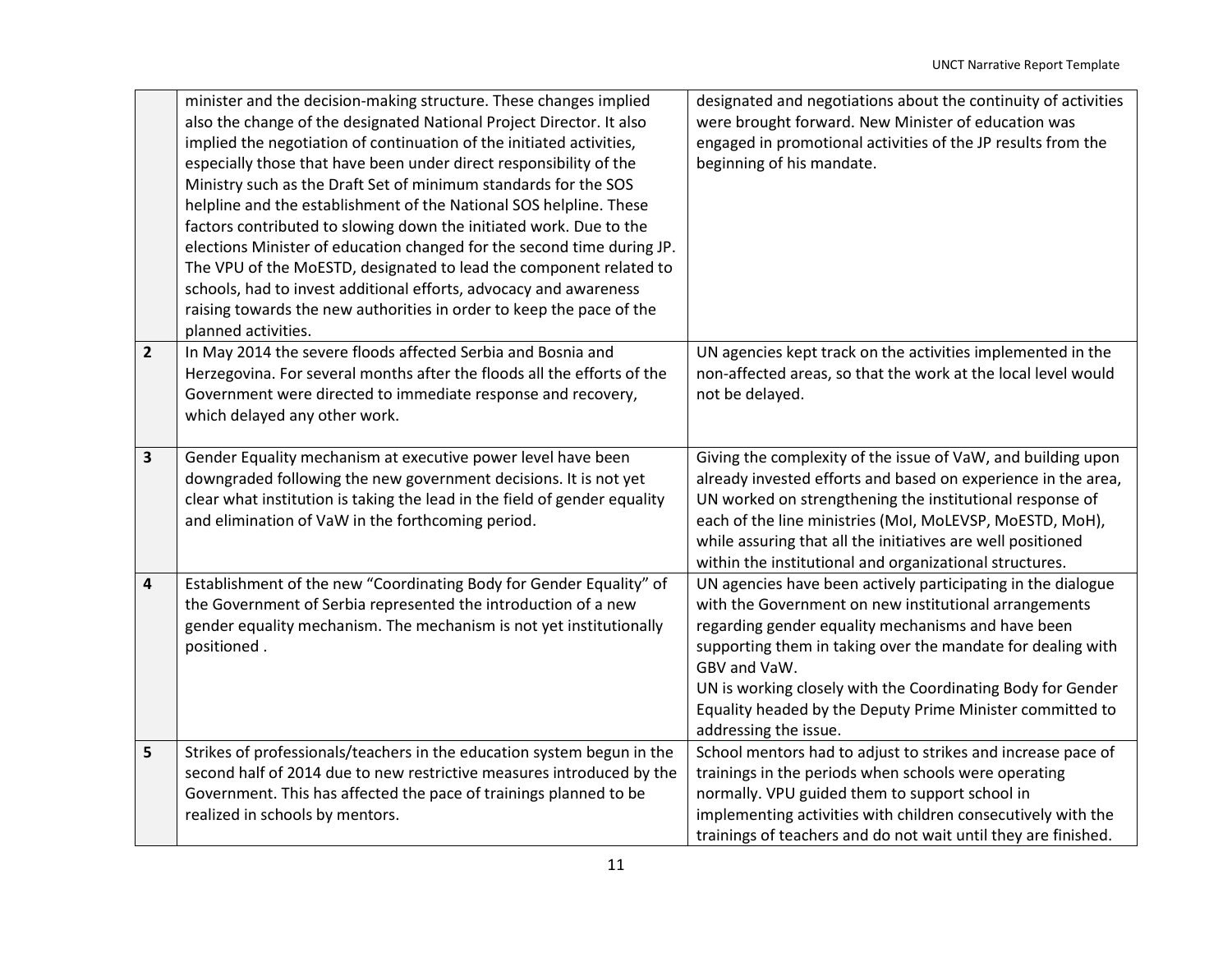| | | |
|---|---|---|
| | minister and the decision-making structure. These changes implied also the change of the designated National Project Director. It also implied the negotiation of continuation of the initiated activities, especially those that have been under direct responsibility of the Ministry such as the Draft Set of minimum standards for the SOS helpline and the establishment of the National SOS helpline. These factors contributed to slowing down the initiated work. Due to the elections Minister of education changed for the second time during JP. The VPU of the MoESTD, designated to lead the component related to schools, had to invest additional efforts, advocacy and awareness raising towards the new authorities in order to keep the pace of the planned activities. | designated and negotiations about the continuity of activities were brought forward. New Minister of education was engaged in promotional activities of the JP results from the beginning of his mandate. |
| **2** | In May 2014 the severe floods affected Serbia and Bosnia and Herzegovina. For several months after the floods all the efforts of the Government were directed to immediate response and recovery, which delayed any other work. | UN agencies kept track on the activities implemented in the non-affected areas, so that the work at the local level would not be delayed. |
| **3** | Gender Equality mechanism at executive power level have been downgraded following the new government decisions. It is not yet clear what institution is taking the lead in the field of gender equality and elimination of VaW in the forthcoming period. | Giving the complexity of the issue of VaW, and building upon already invested efforts and based on experience in the area, UN worked on strengthening the institutional response of each of the line ministries (MoI, MoLEVSP, MoESTD, MoH), while assuring that all the initiatives are well positioned within the institutional and organizational structures. |
| **4** | Establishment of the new "Coordinating Body for Gender Equality" of the Government of Serbia represented the introduction of a new gender equality mechanism. The mechanism is not yet institutionally positioned . | UN agencies have been actively participating in the dialogue with the Government on new institutional arrangements regarding gender equality mechanisms and have been supporting them in taking over the mandate for dealing with GBV and VaW.<br>UN is working closely with the Coordinating Body for Gender Equality headed by the Deputy Prime Minister committed to addressing the issue. |
| **5** | Strikes of professionals/teachers in the education system begun in the second half of 2014 due to new restrictive measures introduced by the Government. This has affected the pace of trainings planned to be realized in schools by mentors. | School mentors had to adjust to strikes and increase pace of trainings in the periods when schools were operating normally. VPU guided them to support school in implementing activities with children consecutively with the trainings of teachers and do not wait until they are finished. |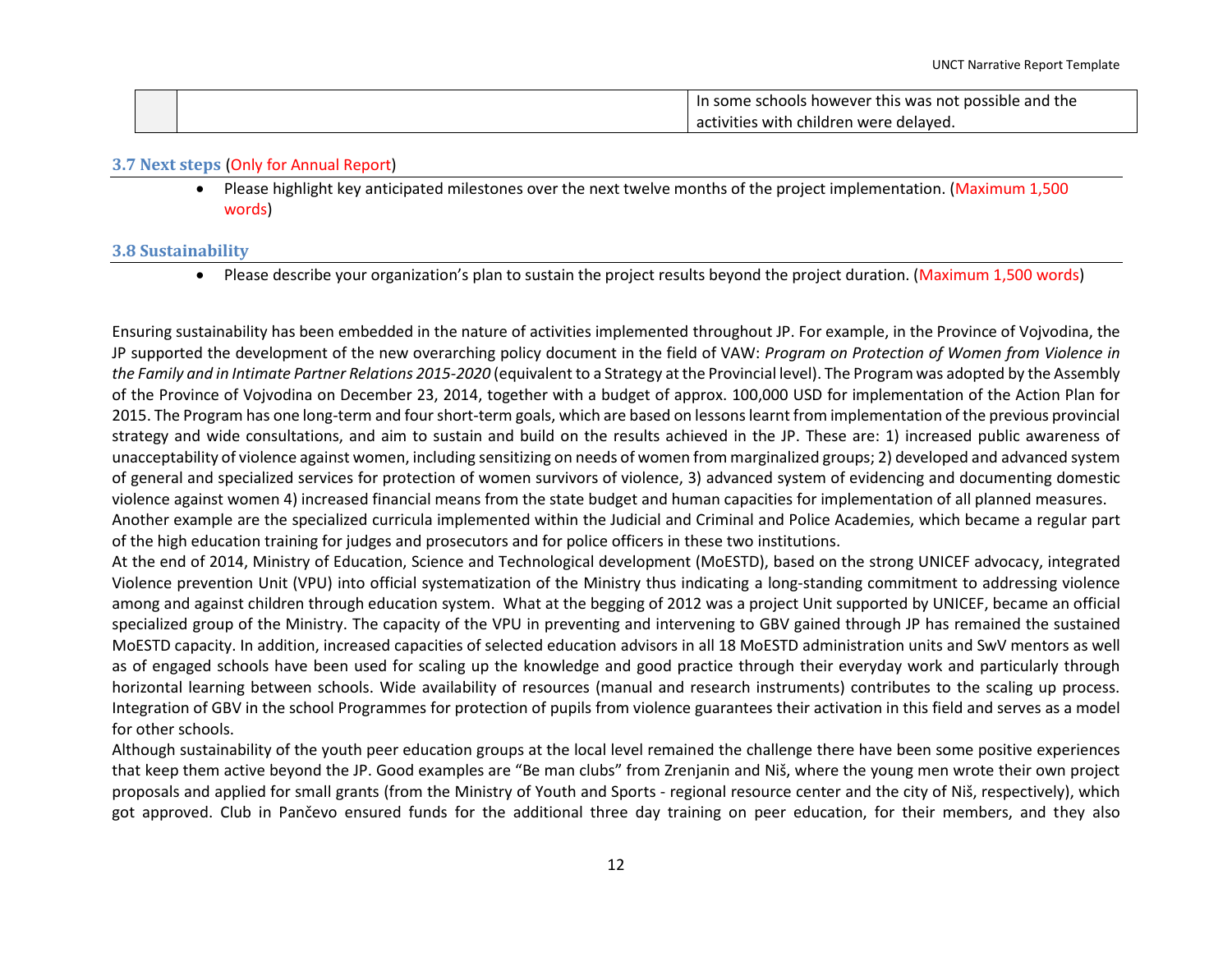| | | In some schools however this was not possible and the activities with children were delayed. |
|---|---|---|

### 3.7 Next steps (Only for Annual Report)

- Please highlight key anticipated milestones over the next twelve months of the project implementation. (Maximum 1,500 words)

### 3.8 Sustainability

- Please describe your organization's plan to sustain the project results beyond the project duration. (Maximum 1,500 words)

Ensuring sustainability has been embedded in the nature of activities implemented throughout JP. For example, in the Province of Vojvodina, the JP supported the development of the new overarching policy document in the field of VAW: *Program on Protection of Women from Violence in the Family and in Intimate Partner Relations 2015-2020* (equivalent to a Strategy at the Provincial level). The Program was adopted by the Assembly of the Province of Vojvodina on December 23, 2014, together with a budget of approx. 100,000 USD for implementation of the Action Plan for 2015. The Program has one long-term and four short-term goals, which are based on lessons learnt from implementation of the previous provincial strategy and wide consultations, and aim to sustain and build on the results achieved in the JP. These are: 1) increased public awareness of unacceptability of violence against women, including sensitizing on needs of women from marginalized groups; 2) developed and advanced system of general and specialized services for protection of women survivors of violence, 3) advanced system of evidencing and documenting domestic violence against women 4) increased financial means from the state budget and human capacities for implementation of all planned measures.
Another example are the specialized curricula implemented within the Judicial and Criminal and Police Academies, which became a regular part of the high education training for judges and prosecutors and for police officers in these two institutions.
At the end of 2014, Ministry of Education, Science and Technological development (MoESTD), based on the strong UNICEF advocacy, integrated Violence prevention Unit (VPU) into official systematization of the Ministry thus indicating a long-standing commitment to addressing violence among and against children through education system. What at the begging of 2012 was a project Unit supported by UNICEF, became an official specialized group of the Ministry. The capacity of the VPU in preventing and intervening to GBV gained through JP has remained the sustained MoESTD capacity. In addition, increased capacities of selected education advisors in all 18 MoESTD administration units and SwV mentors as well as of engaged schools have been used for scaling up the knowledge and good practice through their everyday work and particularly through horizontal learning between schools. Wide availability of resources (manual and research instruments) contributes to the scaling up process. Integration of GBV in the school Programmes for protection of pupils from violence guarantees their activation in this field and serves as a model for other schools.
Although sustainability of the youth peer education groups at the local level remained the challenge there have been some positive experiences that keep them active beyond the JP. Good examples are "Be man clubs" from Zrenjanin and Niš, where the young men wrote their own project proposals and applied for small grants (from the Ministry of Youth and Sports - regional resource center and the city of Niš, respectively), which got approved. Club in Pančevo ensured funds for the additional three day training on peer education, for their members, and they also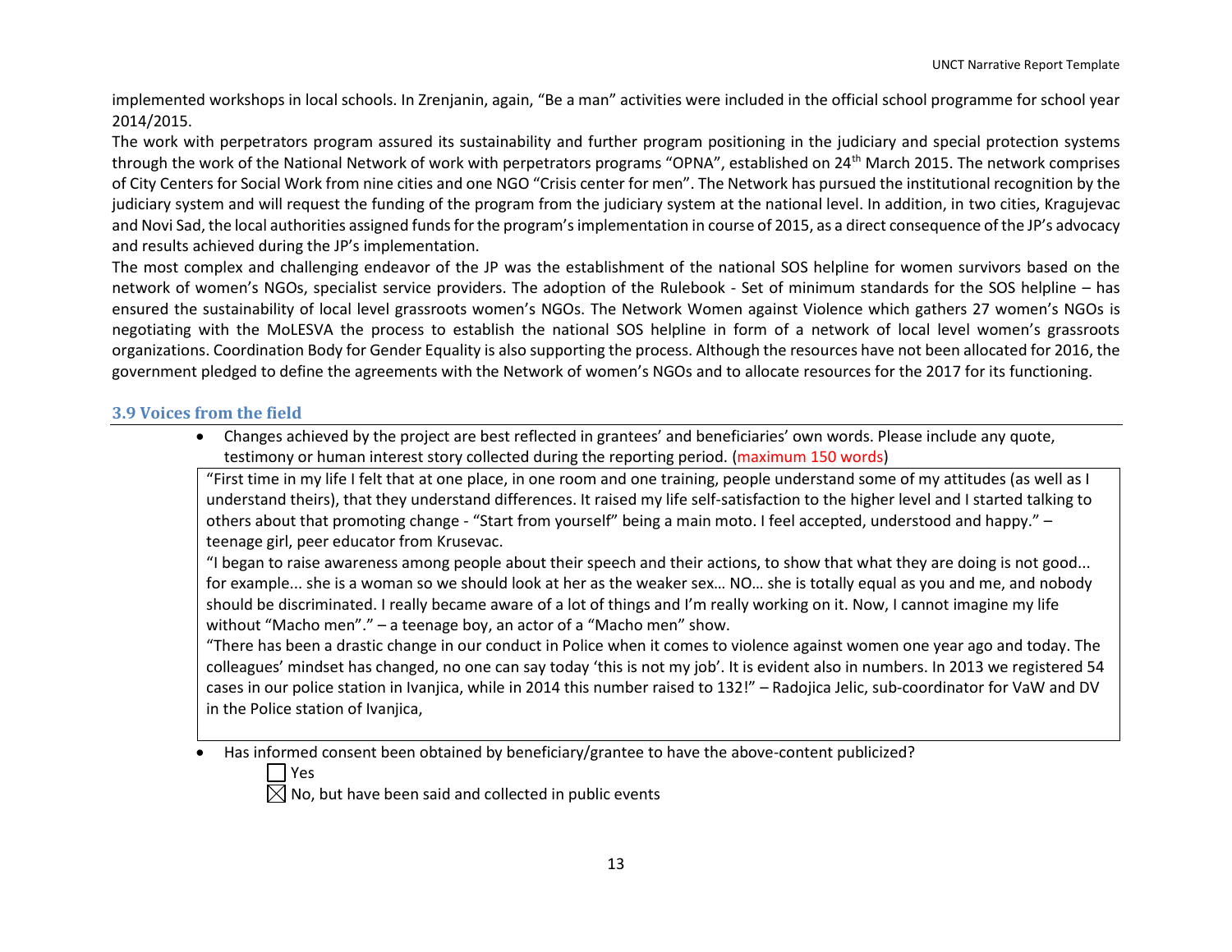implemented workshops in local schools. In Zrenjanin, again, "Be a man" activities were included in the official school programme for school year 2014/2015.

The work with perpetrators program assured its sustainability and further program positioning in the judiciary and special protection systems through the work of the National Network of work with perpetrators programs "OPNA", established on 24th March 2015. The network comprises of City Centers for Social Work from nine cities and one NGO "Crisis center for men". The Network has pursued the institutional recognition by the judiciary system and will request the funding of the program from the judiciary system at the national level. In addition, in two cities, Kragujevac and Novi Sad, the local authorities assigned funds for the program's implementation in course of 2015, as a direct consequence of the JP's advocacy and results achieved during the JP's implementation.

The most complex and challenging endeavor of the JP was the establishment of the national SOS helpline for women survivors based on the network of women's NGOs, specialist service providers. The adoption of the Rulebook - Set of minimum standards for the SOS helpline – has ensured the sustainability of local level grassroots women's NGOs. The Network Women against Violence which gathers 27 women's NGOs is negotiating with the MoLESVA the process to establish the national SOS helpline in form of a network of local level women's grassroots organizations. Coordination Body for Gender Equality is also supporting the process. Although the resources have not been allocated for 2016, the government pledged to define the agreements with the Network of women's NGOs and to allocate resources for the 2017 for its functioning.

### 3.9 Voices from the field

- Changes achieved by the project are best reflected in grantees' and beneficiaries' own words. Please include any quote, testimony or human interest story collected during the reporting period. (maximum 150 words)

"First time in my life I felt that at one place, in one room and one training, people understand some of my attitudes (as well as I understand theirs), that they understand differences. It raised my life self-satisfaction to the higher level and I started talking to others about that promoting change - "Start from yourself" being a main moto. I feel accepted, understood and happy." – teenage girl, peer educator from Krusevac.

"I began to raise awareness among people about their speech and their actions, to show that what they are doing is not good... for example... she is a woman so we should look at her as the weaker sex… NO… she is totally equal as you and me, and nobody should be discriminated. I really became aware of a lot of things and I'm really working on it. Now, I cannot imagine my life without "Macho men"." – a teenage boy, an actor of a "Macho men" show.

"There has been a drastic change in our conduct in Police when it comes to violence against women one year ago and today. The colleagues' mindset has changed, no one can say today 'this is not my job'. It is evident also in numbers. In 2013 we registered 54 cases in our police station in Ivanjica, while in 2014 this number raised to 132!" – Radojica Jelic, sub-coordinator for VaW and DV in the Police station of Ivanjica,

- Has informed consent been obtained by beneficiary/grantee to have the above-content publicized?
  - ☐ Yes
  - ☒ No, but have been said and collected in public events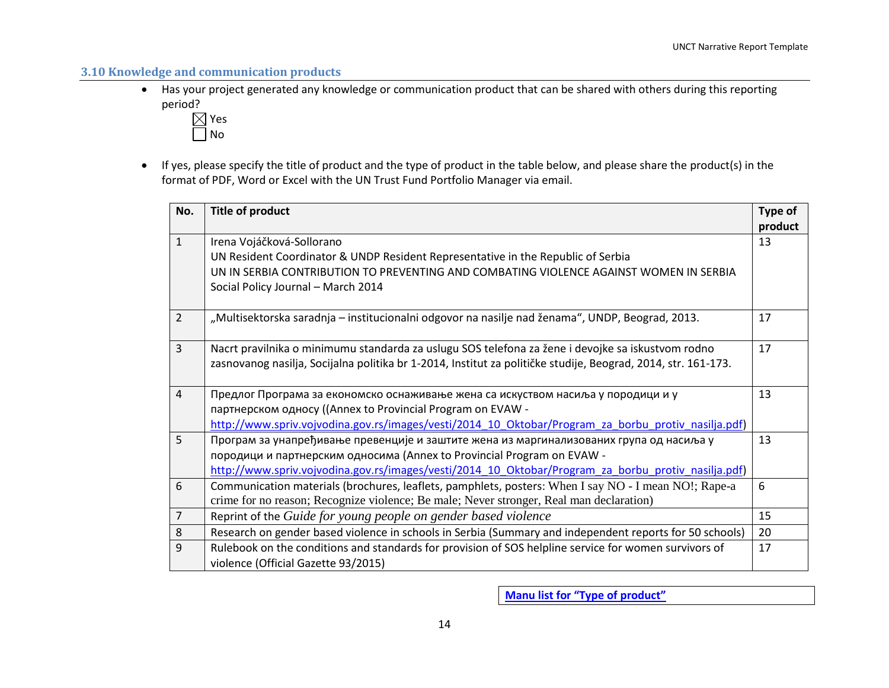### 3.10 Knowledge and communication products

- Has your project generated any knowledge or communication product that can be shared with others during this reporting period?

  ☒ Yes
  ☐ No

- If yes, please specify the title of product and the type of product in the table below, and please share the product(s) in the format of PDF, Word or Excel with the UN Trust Fund Portfolio Manager via email.

| No. | Title of product | Type of product |
|---|---|---|
| 1 | Irena Vojáčková-Sollorano<br>UN Resident Coordinator & UNDP Resident Representative in the Republic of Serbia<br>UN IN SERBIA CONTRIBUTION TO PREVENTING AND COMBATING VIOLENCE AGAINST WOMEN IN SERBIA<br>Social Policy Journal – March 2014 | 13 |
| 2 | „Multisektorska saradnja – institucionalni odgovor na nasilje nad ženama“, UNDP, Beograd, 2013. | 17 |
| 3 | Nacrt pravilnika o minimumu standarda za uslugu SOS telefona za žene i devojke sa iskustvom rodno zasnovanog nasilja, Socijalna politika br 1-2014, Institut za političke studije, Beograd, 2014, str. 161-173. | 17 |
| 4 | Предлог Програма за економско оснаживање жена са искуством насиља у породици и у партнерском односу ((Annex to Provincial Program on EVAW - http://www.spriv.vojvodina.gov.rs/images/vesti/2014_10_Oktobar/Program_za_borbu_protiv_nasilja.pdf) | 13 |
| 5 | Програм за унапређивање превенције и заштите жена из маргинализованих група од насиља у породици и партнерским односима (Annex to Provincial Program on EVAW - http://www.spriv.vojvodina.gov.rs/images/vesti/2014_10_Oktobar/Program_za_borbu_protiv_nasilja.pdf) | 13 |
| 6 | Communication materials (brochures, leaflets, pamphlets, posters: When I say NO - I mean NO!; Rape-a crime for no reason; Recognize violence; Be male; Never stronger, Real man declaration) | 6 |
| 7 | Reprint of the *Guide for young people on gender based violence* | 15 |
| 8 | Research on gender based violence in schools in Serbia (Summary and independent reports for 50 schools) | 20 |
| 9 | Rulebook on the conditions and standards for provision of SOS helpline service for women survivors of violence (Official Gazette 93/2015) | 17 |

**Manu list for “Type of product”**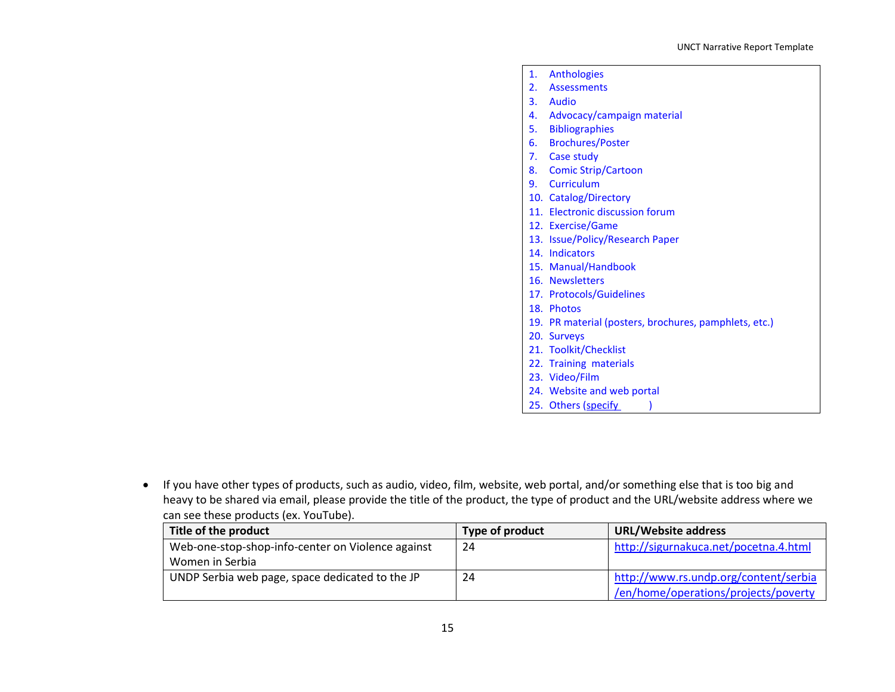1. Anthologies
2. Assessments
3. Audio
4. Advocacy/campaign material
5. Bibliographies
6. Brochures/Poster
7. Case study
8. Comic Strip/Cartoon
9. Curriculum
10. Catalog/Directory
11. Electronic discussion forum
12. Exercise/Game
13. Issue/Policy/Research Paper
14. Indicators
15. Manual/Handbook
16. Newsletters
17. Protocols/Guidelines
18. Photos
19. PR material (posters, brochures, pamphlets, etc.)
20. Surveys
21. Toolkit/Checklist
22. Training materials
23. Video/Film
24. Website and web portal
25. Others (specify )

- If you have other types of products, such as audio, video, film, website, web portal, and/or something else that is too big and heavy to be shared via email, please provide the title of the product, the type of product and the URL/website address where we can see these products (ex. YouTube).

| Title of the product | Type of product | URL/Website address |
|---|---|---|
| Web-one-stop-shop-info-center on Violence against Women in Serbia | 24 | http://sigurnakuca.net/pocetna.4.html |
| UNDP Serbia web page, space dedicated to the JP | 24 | http://www.rs.undp.org/content/serbia/en/home/operations/projects/poverty |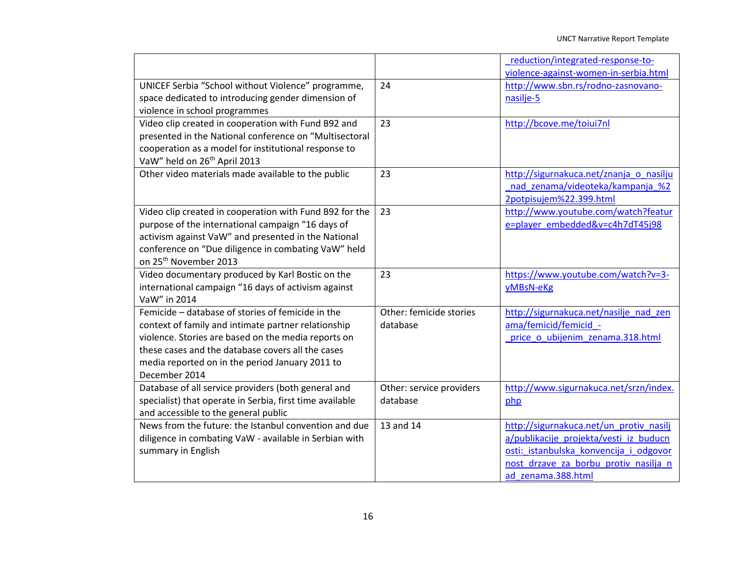| | | _reduction/integrated-response-to-violence-against-women-in-serbia.html |
|---|---|---|
| UNICEF Serbia "School without Violence" programme, space dedicated to introducing gender dimension of violence in school programmes | 24 | http://www.sbn.rs/rodno-zasnovano-nasilje-5 |
| Video clip created in cooperation with Fund B92 and presented in the National conference on "Multisectoral cooperation as a model for institutional response to VaW" held on 26th April 2013 | 23 | http://bcove.me/toiui7nl |
| Other video materials made available to the public | 23 | http://sigurnakuca.net/znanja_o_nasilju_nad_zenama/videoteka/kampanja_%22potpisujem%22.399.html |
| Video clip created in cooperation with Fund B92 for the purpose of the international campaign "16 days of activism against VaW" and presented in the National conference on "Due diligence in combating VaW" held on 25th November 2013 | 23 | http://www.youtube.com/watch?feature=player_embedded&v=c4h7dT45j98 |
| Video documentary produced by Karl Bostic on the international campaign "16 days of activism against VaW" in 2014 | 23 | https://www.youtube.com/watch?v=3-yMBsN-eKg |
| Femicide – database of stories of femicide in the context of family and intimate partner relationship violence. Stories are based on the media reports on these cases and the database covers all the cases media reported on in the period January 2011 to December 2014 | Other: femicide stories database | http://sigurnakuca.net/nasilje_nad_zenama/femicid/femicid_-_price_o_ubijenim_zenama.318.html |
| Database of all service providers (both general and specialist) that operate in Serbia, first time available and accessible to the general public | Other: service providers database | http://www.sigurnakuca.net/srzn/index.php |
| News from the future: the Istanbul convention and due diligence in combating VaW - available in Serbian with summary in English | 13 and 14 | http://sigurnakuca.net/un_protiv_nasilja/publikacije_projekta/vesti_iz_buducnosti:_istanbulska_konvencija_i_odgovornost_drzave_za_borbu_protiv_nasilja_nad_zenama.388.html |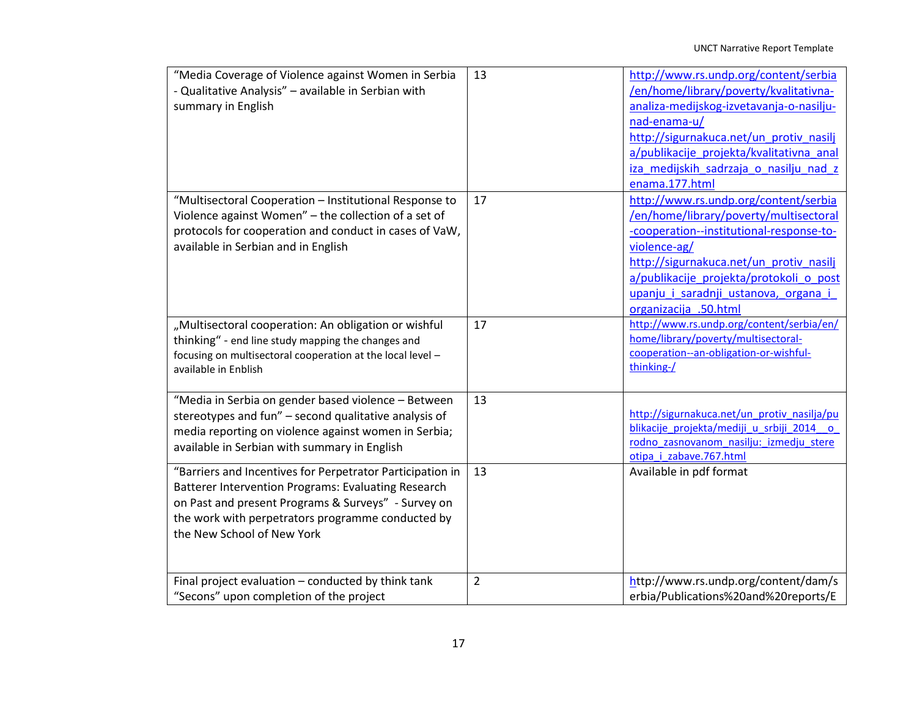| | | |
|---|---|---|
| "Media Coverage of Violence against Women in Serbia - Qualitative Analysis" – available in Serbian with summary in English | 13 | http://www.rs.undp.org/content/serbia/en/home/library/poverty/kvalitativna-analiza-medijskog-izvetavanja-o-nasilju-nad-enama-u/ http://sigurnakuca.net/un_protiv_nasilja/publikacije_projekta/kvalitativna_analiza_medijskih_sadrzaja_o_nasilju_nad_zenama.177.html |
| "Multisectoral Cooperation – Institutional Response to Violence against Women" – the collection of a set of protocols for cooperation and conduct in cases of VaW, available in Serbian and in English | 17 | http://www.rs.undp.org/content/serbia/en/home/library/poverty/multisectoral-cooperation--institutional-response-to-violence-ag/ http://sigurnakuca.net/un_protiv_nasilja/publikacije_projekta/protokoli_o_postupanju_i_saradnji_ustanova,_organa_i_organizacija_.50.html |
| „Multisectoral cooperation: An obligation or wishful thinking" - end line study mapping the changes and focusing on multisectoral cooperation at the local level – available in Enblish | 17 | http://www.rs.undp.org/content/serbia/en/home/library/poverty/multisectoral-cooperation--an-obligation-or-wishful-thinking-/ |
| "Media in Serbia on gender based violence – Between stereotypes and fun" – second qualitative analysis of media reporting on violence against women in Serbia; available in Serbian with summary in English | 13 | http://sigurnakuca.net/un_protiv_nasilja/publikacije_projekta/mediji_u_srbiji_2014__o_rodno_zasnovanom_nasilju:_izmedju_stereotipa_i_zabave.767.html |
| "Barriers and Incentives for Perpetrator Participation in Batterer Intervention Programs: Evaluating Research on Past and present Programs & Surveys" - Survey on the work with perpetrators programme conducted by the New School of New York | 13 | Available in pdf format |
| Final project evaluation – conducted by think tank "Secons" upon completion of the project | 2 | http://www.rs.undp.org/content/dam/serbia/Publications%20and%20reports/E |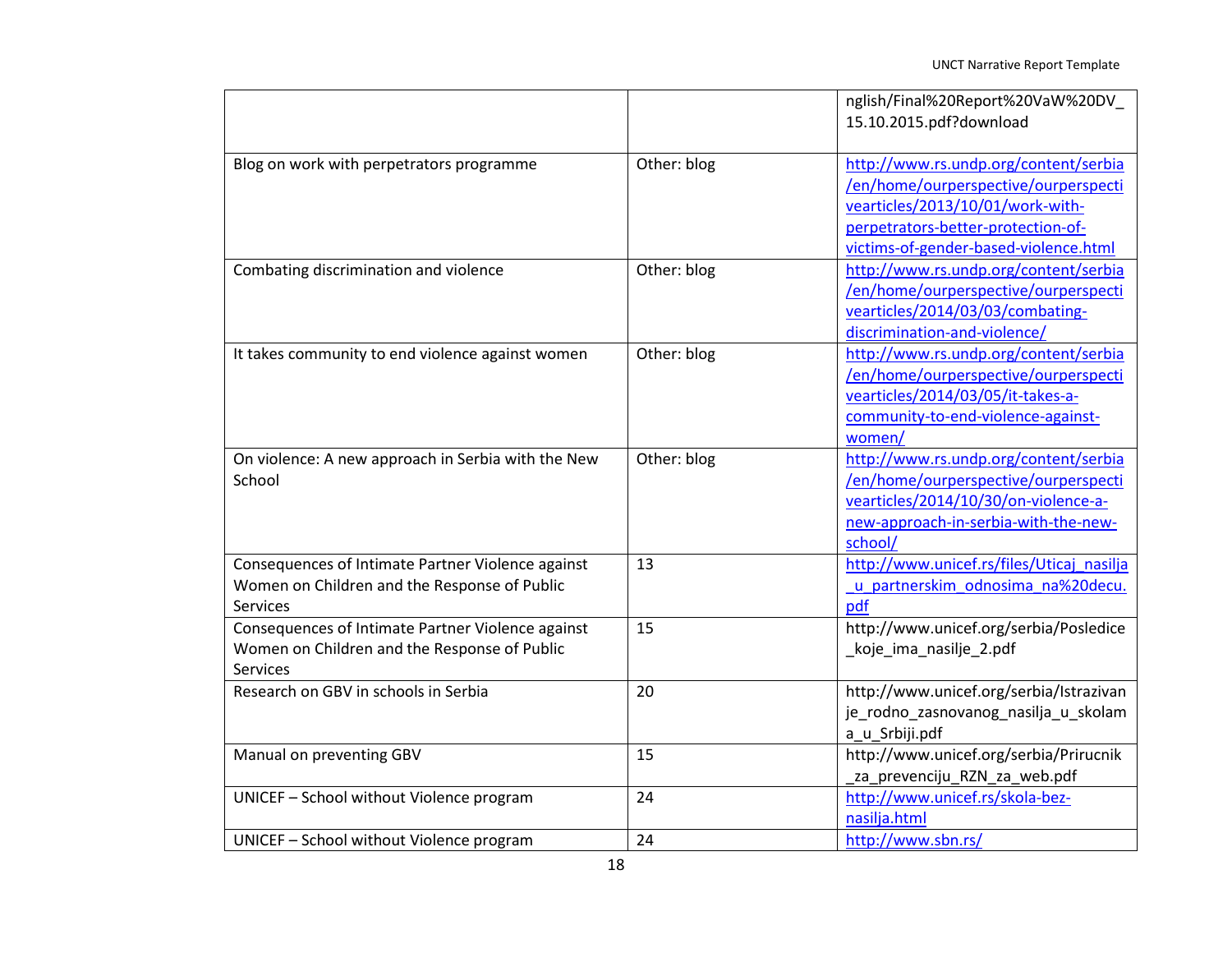| | | |
|---|---|---|
| | | nglish/Final%20Report%20VaW%20DV_15.10.2015.pdf?download |
| Blog on work with perpetrators programme | Other: blog | http://www.rs.undp.org/content/serbia/en/home/ourperspective/ourperspectivearticles/2013/10/01/work-with-perpetrators-better-protection-of-victims-of-gender-based-violence.html |
| Combating discrimination and violence | Other: blog | http://www.rs.undp.org/content/serbia/en/home/ourperspective/ourperspectivearticles/2014/03/03/combating-discrimination-and-violence/ |
| It takes community to end violence against women | Other: blog | http://www.rs.undp.org/content/serbia/en/home/ourperspective/ourperspectivearticles/2014/03/05/it-takes-a-community-to-end-violence-against-women/ |
| On violence: A new approach in Serbia with the New School | Other: blog | http://www.rs.undp.org/content/serbia/en/home/ourperspective/ourperspectivearticles/2014/10/30/on-violence-a-new-approach-in-serbia-with-the-new-school/ |
| Consequences of Intimate Partner Violence against Women on Children and the Response of Public Services | 13 | http://www.unicef.rs/files/Uticaj_nasilja_u_partnerskim_odnosima_na%20decu.pdf |
| Consequences of Intimate Partner Violence against Women on Children and the Response of Public Services | 15 | http://www.unicef.org/serbia/Posledice_koje_ima_nasilje_2.pdf |
| Research on GBV in schools in Serbia | 20 | http://www.unicef.org/serbia/Istrazivanje_rodno_zasnovanog_nasilja_u_skolama_u_Srbiji.pdf |
| Manual on preventing GBV | 15 | http://www.unicef.org/serbia/Prirucnik_za_prevenciju_RZN_za_web.pdf |
| UNICEF – School without Violence program | 24 | http://www.unicef.rs/skola-bez-nasilja.html |
| UNICEF – School without Violence program | 24 | http://www.sbn.rs/ |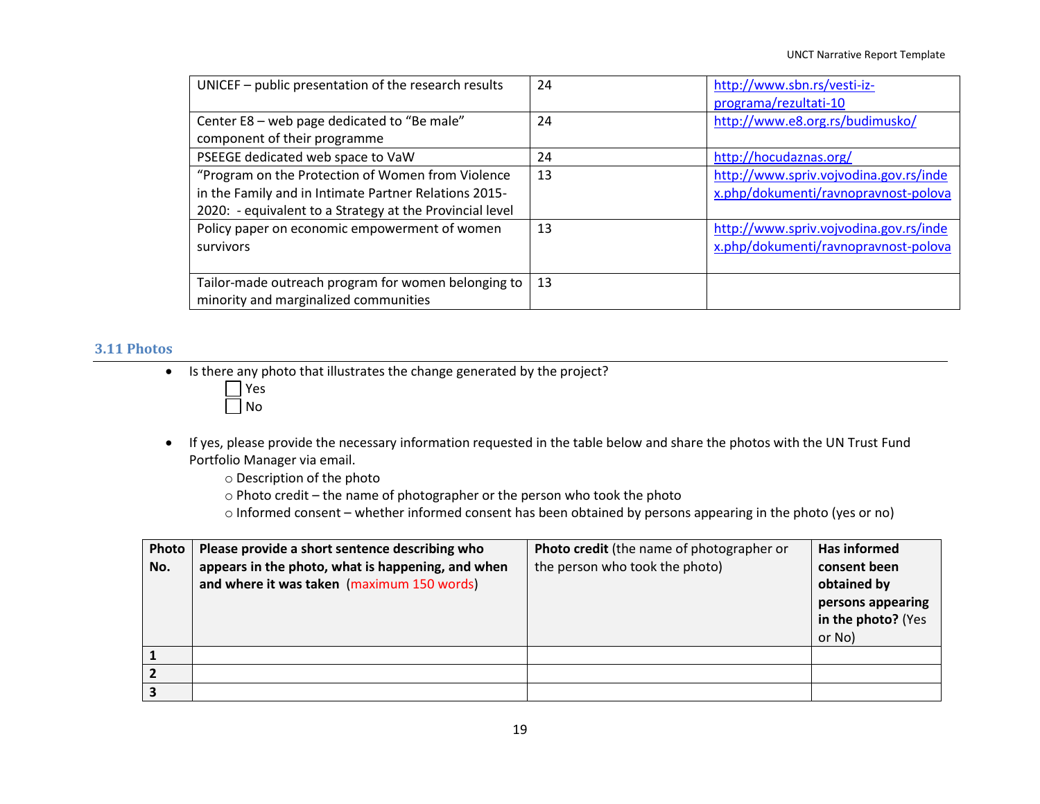| UNICEF – public presentation of the research results | 24 | http://www.sbn.rs/vesti-iz-programa/rezultati-10 |
|---|---|---|
| Center E8 – web page dedicated to “Be male” component of their programme | 24 | http://www.e8.org.rs/budimusko/ |
| PSEEGE dedicated web space to VaW | 24 | http://hocudaznas.org/ |
| “Program on the Protection of Women from Violence in the Family and in Intimate Partner Relations 2015-2020: - equivalent to a Strategy at the Provincial level | 13 | http://www.spriv.vojvodina.gov.rs/index.php/dokumenti/ravnopravnost-polova |
| Policy paper on economic empowerment of women survivors | 13 | http://www.spriv.vojvodina.gov.rs/index.php/dokumenti/ravnopravnost-polova |
| Tailor-made outreach program for women belonging to minority and marginalized communities | 13 | |

### 3.11 Photos

- Is there any photo that illustrates the change generated by the project?
  - ☐ Yes
  - ☐ No

- If yes, please provide the necessary information requested in the table below and share the photos with the UN Trust Fund Portfolio Manager via email.
  - Description of the photo
  - Photo credit – the name of photographer or the person who took the photo
  - Informed consent – whether informed consent has been obtained by persons appearing in the photo (yes or no)

| Photo No. | Please provide a short sentence describing who appears in the photo, what is happening, and when and where it was taken (maximum 150 words) | Photo credit (the name of photographer or the person who took the photo) | Has informed consent been obtained by persons appearing in the photo? (Yes or No) |
|---|---|---|---|
| 1 | | | |
| 2 | | | |
| 3 | | | |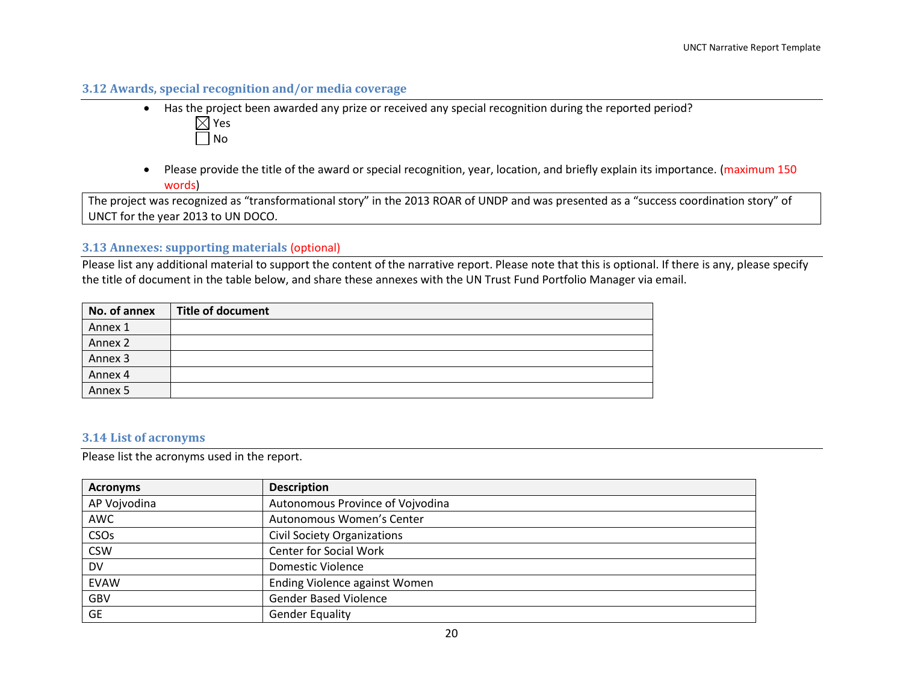### 3.12 Awards, special recognition and/or media coverage

- Has the project been awarded any prize or received any special recognition during the reported period?
  - ☒ Yes
  - ☐ No

- Please provide the title of the award or special recognition, year, location, and briefly explain its importance. (maximum 150 words)

| The project was recognized as "transformational story" in the 2013 ROAR of UNDP and was presented as a "success coordination story" of UNCT for the year 2013 to UN DOCO. |
|---|

### 3.13 Annexes: supporting materials (optional)

Please list any additional material to support the content of the narrative report. Please note that this is optional. If there is any, please specify the title of document in the table below, and share these annexes with the UN Trust Fund Portfolio Manager via email.

| No. of annex | Title of document |
|---|---|
| Annex 1 | |
| Annex 2 | |
| Annex 3 | |
| Annex 4 | |
| Annex 5 | |

### 3.14 List of acronyms

Please list the acronyms used in the report.

| Acronyms | Description |
|---|---|
| AP Vojvodina | Autonomous Province of Vojvodina |
| AWC | Autonomous Women's Center |
| CSOs | Civil Society Organizations |
| CSW | Center for Social Work |
| DV | Domestic Violence |
| EVAW | Ending Violence against Women |
| GBV | Gender Based Violence |
| GE | Gender Equality |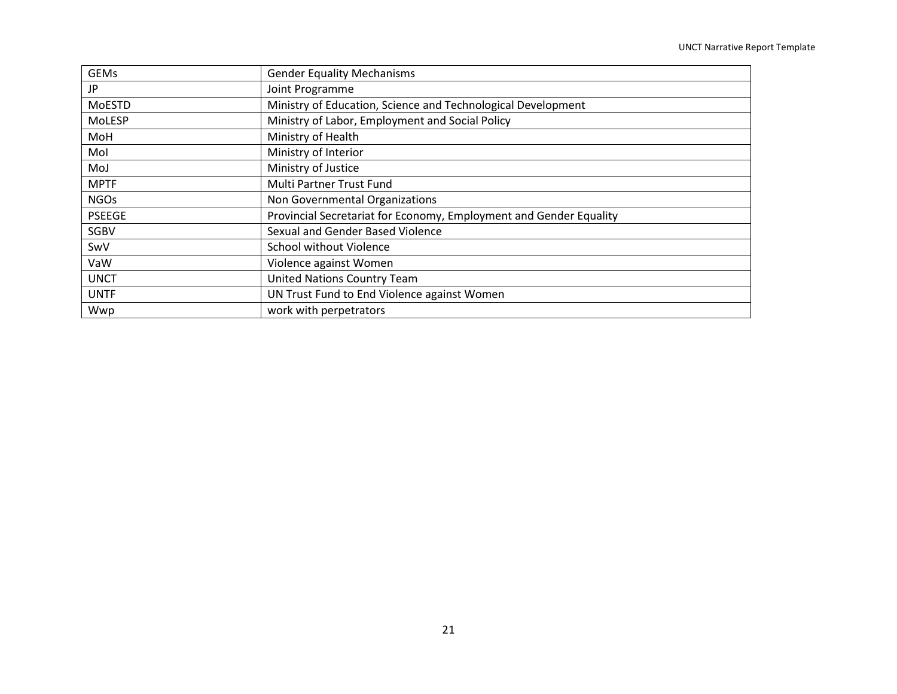| | |
|---|---|
| GEMs | Gender Equality Mechanisms |
| JP | Joint Programme |
| MoESTD | Ministry of Education, Science and Technological Development |
| MoLESP | Ministry of Labor, Employment and Social Policy |
| MoH | Ministry of Health |
| MoI | Ministry of Interior |
| MoJ | Ministry of Justice |
| MPTF | Multi Partner Trust Fund |
| NGOs | Non Governmental Organizations |
| PSEEGE | Provincial Secretariat for Economy, Employment and Gender Equality |
| SGBV | Sexual and Gender Based Violence |
| SwV | School without Violence |
| VaW | Violence against Women |
| UNCT | United Nations Country Team |
| UNTF | UN Trust Fund to End Violence against Women |
| Wwp | work with perpetrators |